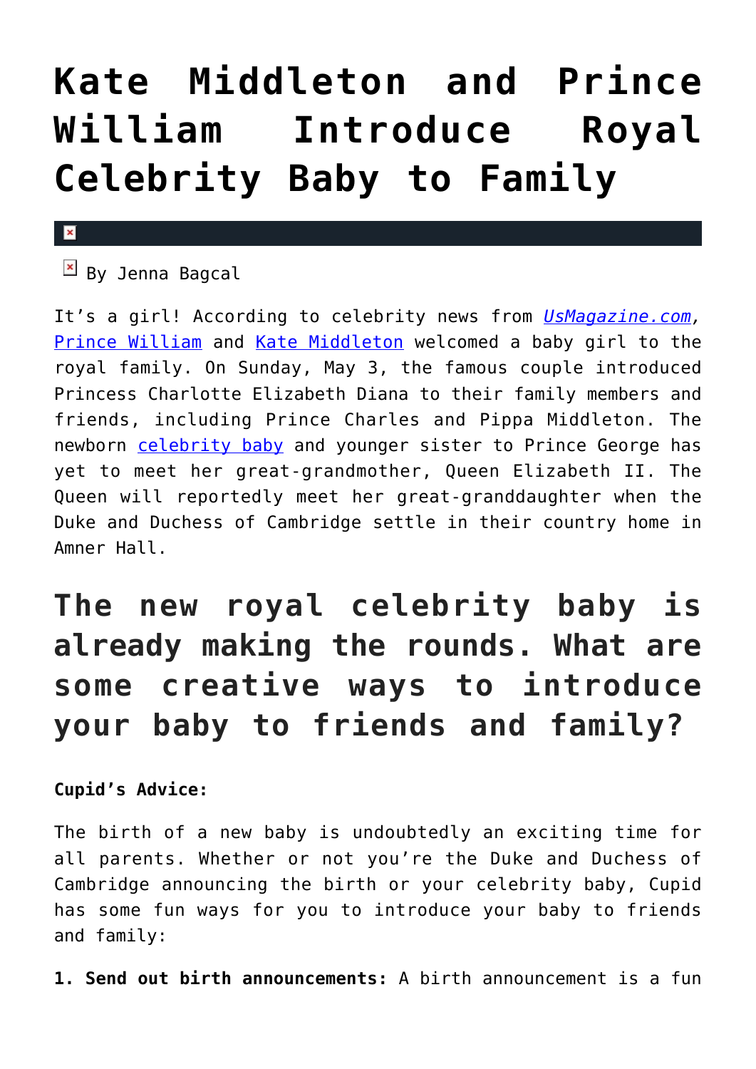# Kate Middleton and Prince William Introduce Royal Celebrity Baby to Family

By Jenna Bagcal

It's a girl! According to celebrity news from *UsMagazine.com*, Prince William and Kate Middleton welcomed a baby girl to the royal family. On Sunday, May 3, the famous couple introduced Princess Charlotte Elizabeth Diana to their family members and friends, including Prince Charles and Pippa Middleton. The newborn celebrity baby and younger sister to Prince George has yet to meet her great-grandmother, Queen Elizabeth II. The Queen will reportedly meet her great-granddaughter when the Duke and Duchess of Cambridge settle in their country home in Amner Hall.

## The new royal celebrity baby is already making the rounds. What are some creative ways to introduce your baby to friends and family?

**Cupid's Advice:**

The birth of a new baby is undoubtedly an exciting time for all parents. Whether or not you're the Duke and Duchess of Cambridge announcing the birth or your celebrity baby, Cupid has some fun ways for you to introduce your baby to friends and family:

**1. Send out birth announcements:** A birth announcement is a fun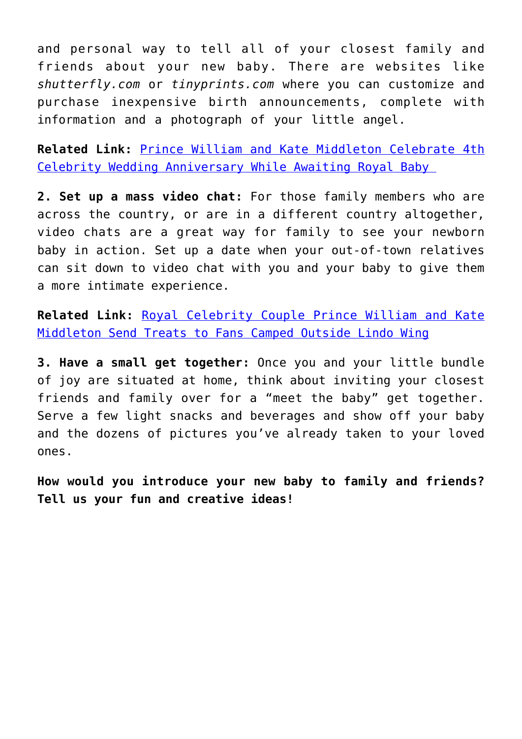and personal way to tell all of your closest family and friends about your new baby. There are websites like *shutterfly.com* or *tinyprints.com* where you can customize and purchase inexpensive birth announcements, complete with information and a photograph of your little angel.

**Related Link:** [Prince William and Kate Middleton Celebrate 4th Celebrity Wedding Anniversary While Awaiting Royal Baby]()

**2. Set up a mass video chat:** For those family members who are across the country, or are in a different country altogether, video chats are a great way for family to see your newborn baby in action. Set up a date when your out-of-town relatives can sit down to video chat with you and your baby to give them a more intimate experience.

**Related Link:** [Royal Celebrity Couple Prince William and Kate Middleton Send Treats to Fans Camped Outside Lindo Wing]()

**3. Have a small get together:** Once you and your little bundle of joy are situated at home, think about inviting your closest friends and family over for a "meet the baby" get together. Serve a few light snacks and beverages and show off your baby and the dozens of pictures you've already taken to your loved ones.

**How would you introduce your new baby to family and friends? Tell us your fun and creative ideas!**